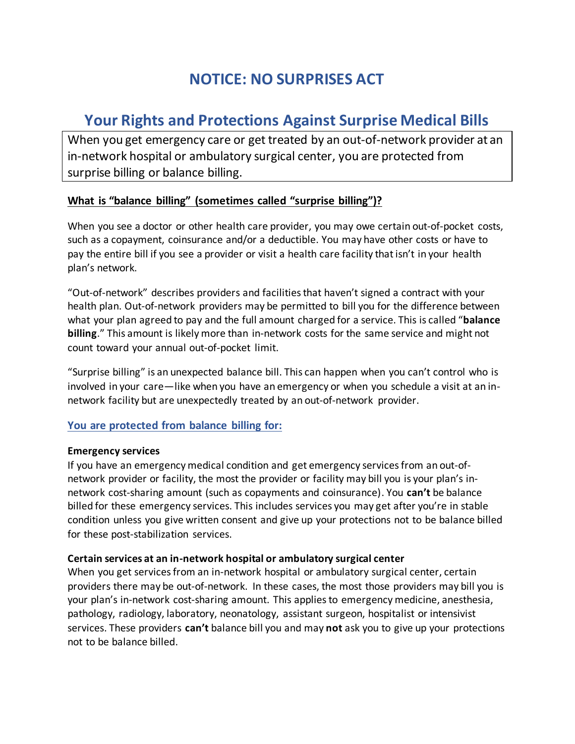# NOTICE: NO SURPRISES ACT

## Your Rights and Protections Against Surprise Medical Bills

When you get emergency care or get treated by an out-of-network provider at an in-network hospital or ambulatory surgical center, you are protected from surprise billing or balance billing.

### What is "balance billing" (sometimes called "surprise billing")?

When you see a doctor or other health care provider, you may owe certain out-of-pocket costs, such as a copayment, coinsurance and/or a deductible. You may have other costs or have to pay the entire bill if you see a provider or visit a health care facility that isn't in your health plan's network.

"Out-of-network" describes providers and facilities that haven't signed a contract with your health plan. Out-of-network providers may be permitted to bill you for the difference between what your plan agreed to pay and the full amount charged for a service. This is called "**balance billing**." This amount is likely more than in-network costs for the same service and might not count toward your annual out-of-pocket limit.

"Surprise billing" is an unexpected balance bill. This can happen when you can't control who is involved in your care—like when you have an emergency or when you schedule a visit at an in-network facility but are unexpectedly treated by an out-of-network provider.

### You are protected from balance billing for:

**Emergency services**
If you have an emergency medical condition and get emergency services from an out-of-network provider or facility, the most the provider or facility may bill you is your plan's in-network cost-sharing amount (such as copayments and coinsurance). You **can't** be balance billed for these emergency services. This includes services you may get after you're in stable condition unless you give written consent and give up your protections not to be balance billed for these post-stabilization services.

**Certain services at an in-network hospital or ambulatory surgical center**
When you get services from an in-network hospital or ambulatory surgical center, certain providers there may be out-of-network. In these cases, the most those providers may bill you is your plan's in-network cost-sharing amount. This applies to emergency medicine, anesthesia, pathology, radiology, laboratory, neonatology, assistant surgeon, hospitalist or intensivist services. These providers **can't** balance bill you and may **not** ask you to give up your protections not to be balance billed.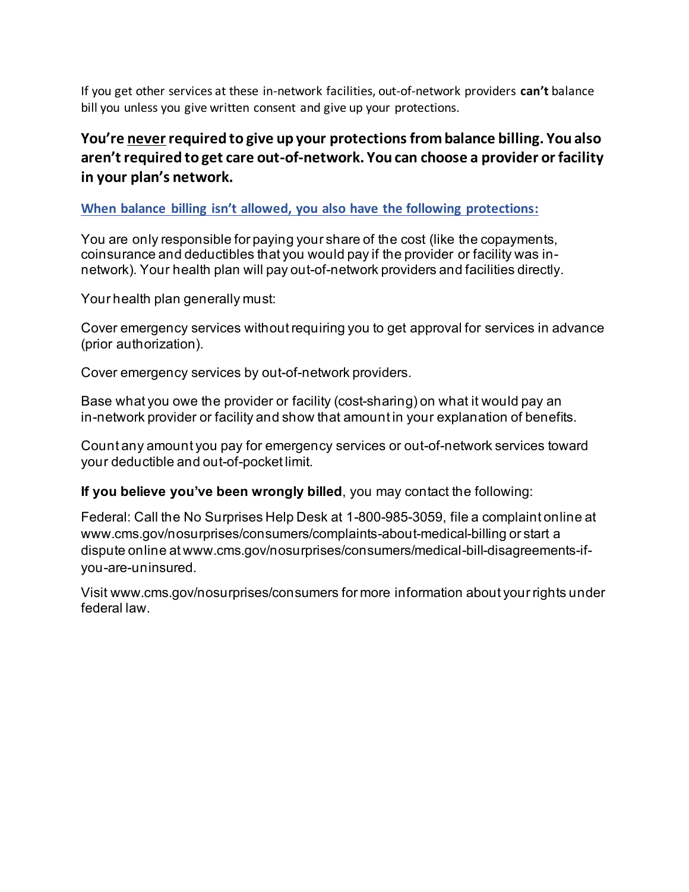If you get other services at these in-network facilities, out-of-network providers **can't** balance bill you unless you give written consent and give up your protections.

**You're never required to give up your protections from balance billing. You also aren't required to get care out-of-network. You can choose a provider or facility in your plan's network.**

**When balance billing isn't allowed, you also have the following protections:**

You are only responsible for paying your share of the cost (like the copayments, coinsurance and deductibles that you would pay if the provider or facility was in-network). Your health plan will pay out-of-network providers and facilities directly.

Your health plan generally must:

Cover emergency services without requiring you to get approval for services in advance (prior authorization).

Cover emergency services by out-of-network providers.

Base what you owe the provider or facility (cost-sharing) on what it would pay an in-network provider or facility and show that amount in your explanation of benefits.

Count any amount you pay for emergency services or out-of-network services toward your deductible and out-of-pocket limit.

**If you believe you've been wrongly billed**, you may contact the following:

Federal: Call the No Surprises Help Desk at 1-800-985-3059, file a complaint online at www.cms.gov/nosurprises/consumers/complaints-about-medical-billing or start a dispute online at www.cms.gov/nosurprises/consumers/medical-bill-disagreements-if-you-are-uninsured.

Visit www.cms.gov/nosurprises/consumers for more information about your rights under federal law.